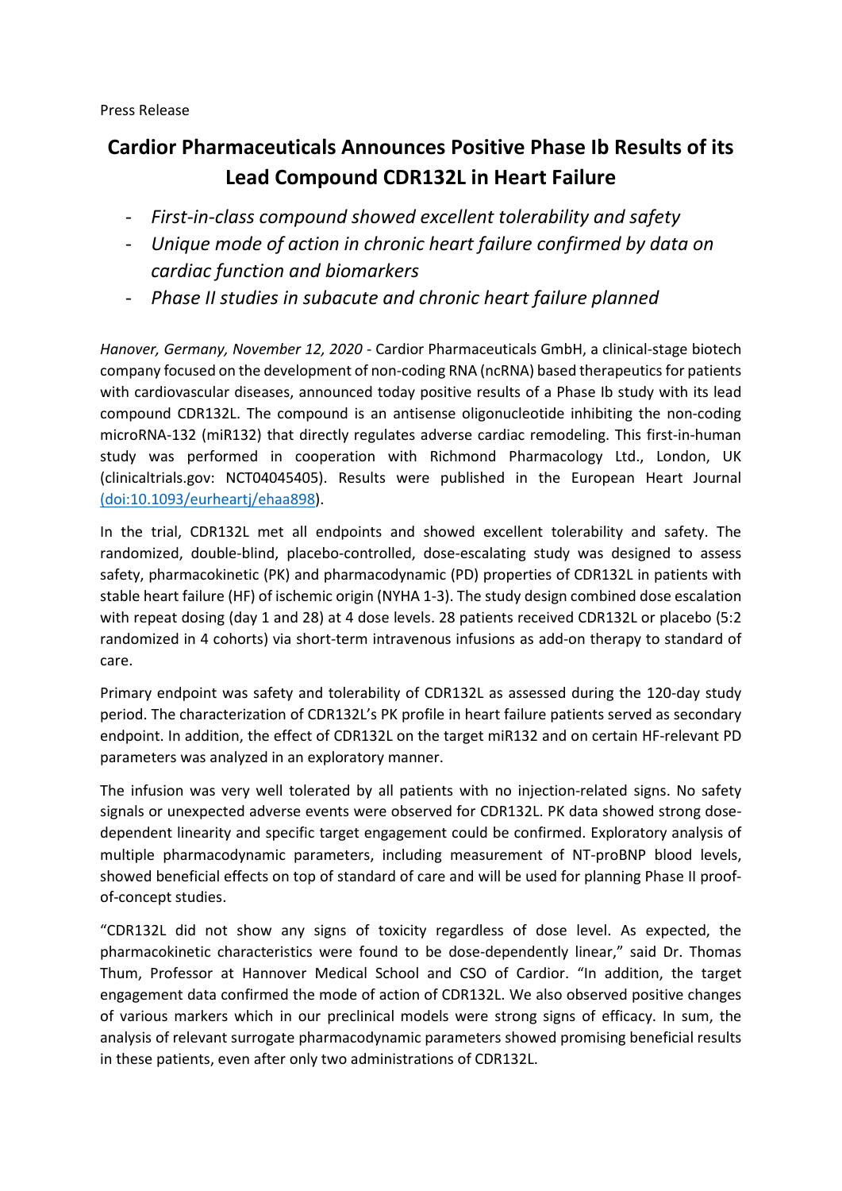Press Release

# Cardior Pharmaceuticals Announces Positive Phase Ib Results of its Lead Compound CDR132L in Heart Failure

- *First-in-class compound showed excellent tolerability and safety*
- *Unique mode of action in chronic heart failure confirmed by data on cardiac function and biomarkers*
- *Phase II studies in subacute and chronic heart failure planned*

*Hanover, Germany, November 12, 2020* - Cardior Pharmaceuticals GmbH, a clinical-stage biotech company focused on the development of non-coding RNA (ncRNA) based therapeutics for patients with cardiovascular diseases, announced today positive results of a Phase Ib study with its lead compound CDR132L. The compound is an antisense oligonucleotide inhibiting the non-coding microRNA-132 (miR132) that directly regulates adverse cardiac remodeling. This first-in-human study was performed in cooperation with Richmond Pharmacology Ltd., London, UK (clinicaltrials.gov: NCT04045405). Results were published in the European Heart Journal (doi:10.1093/eurheartj/ehaa898).

In the trial, CDR132L met all endpoints and showed excellent tolerability and safety. The randomized, double-blind, placebo-controlled, dose-escalating study was designed to assess safety, pharmacokinetic (PK) and pharmacodynamic (PD) properties of CDR132L in patients with stable heart failure (HF) of ischemic origin (NYHA 1-3). The study design combined dose escalation with repeat dosing (day 1 and 28) at 4 dose levels. 28 patients received CDR132L or placebo (5:2 randomized in 4 cohorts) via short-term intravenous infusions as add-on therapy to standard of care.

Primary endpoint was safety and tolerability of CDR132L as assessed during the 120-day study period. The characterization of CDR132L's PK profile in heart failure patients served as secondary endpoint. In addition, the effect of CDR132L on the target miR132 and on certain HF-relevant PD parameters was analyzed in an exploratory manner.

The infusion was very well tolerated by all patients with no injection-related signs. No safety signals or unexpected adverse events were observed for CDR132L. PK data showed strong dose-dependent linearity and specific target engagement could be confirmed. Exploratory analysis of multiple pharmacodynamic parameters, including measurement of NT-proBNP blood levels, showed beneficial effects on top of standard of care and will be used for planning Phase II proof-of-concept studies.

"CDR132L did not show any signs of toxicity regardless of dose level. As expected, the pharmacokinetic characteristics were found to be dose-dependently linear," said Dr. Thomas Thum, Professor at Hannover Medical School and CSO of Cardior. "In addition, the target engagement data confirmed the mode of action of CDR132L. We also observed positive changes of various markers which in our preclinical models were strong signs of efficacy. In sum, the analysis of relevant surrogate pharmacodynamic parameters showed promising beneficial results in these patients, even after only two administrations of CDR132L.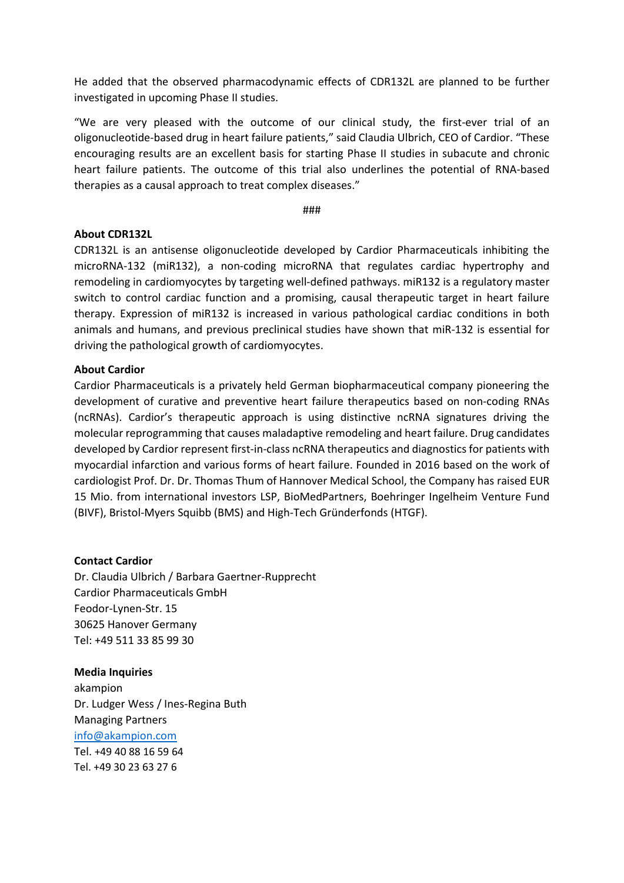He added that the observed pharmacodynamic effects of CDR132L are planned to be further investigated in upcoming Phase II studies.

"We are very pleased with the outcome of our clinical study, the first-ever trial of an oligonucleotide-based drug in heart failure patients," said Claudia Ulbrich, CEO of Cardior. "These encouraging results are an excellent basis for starting Phase II studies in subacute and chronic heart failure patients. The outcome of this trial also underlines the potential of RNA-based therapies as a causal approach to treat complex diseases."

###

**About CDR132L**

CDR132L is an antisense oligonucleotide developed by Cardior Pharmaceuticals inhibiting the microRNA-132 (miR132), a non-coding microRNA that regulates cardiac hypertrophy and remodeling in cardiomyocytes by targeting well-defined pathways. miR132 is a regulatory master switch to control cardiac function and a promising, causal therapeutic target in heart failure therapy. Expression of miR132 is increased in various pathological cardiac conditions in both animals and humans, and previous preclinical studies have shown that miR-132 is essential for driving the pathological growth of cardiomyocytes.

**About Cardior**

Cardior Pharmaceuticals is a privately held German biopharmaceutical company pioneering the development of curative and preventive heart failure therapeutics based on non-coding RNAs (ncRNAs). Cardior's therapeutic approach is using distinctive ncRNA signatures driving the molecular reprogramming that causes maladaptive remodeling and heart failure. Drug candidates developed by Cardior represent first-in-class ncRNA therapeutics and diagnostics for patients with myocardial infarction and various forms of heart failure. Founded in 2016 based on the work of cardiologist Prof. Dr. Dr. Thomas Thum of Hannover Medical School, the Company has raised EUR 15 Mio. from international investors LSP, BioMedPartners, Boehringer Ingelheim Venture Fund (BIVF), Bristol-Myers Squibb (BMS) and High-Tech Gründerfonds (HTGF).

**Contact Cardior**

Dr. Claudia Ulbrich / Barbara Gaertner-Rupprecht
Cardior Pharmaceuticals GmbH
Feodor-Lynen-Str. 15
30625 Hanover Germany
Tel: +49 511 33 85 99 30

**Media Inquiries**

akampion
Dr. Ludger Wess / Ines-Regina Buth
Managing Partners
info@akampion.com
Tel. +49 40 88 16 59 64
Tel. +49 30 23 63 27 6